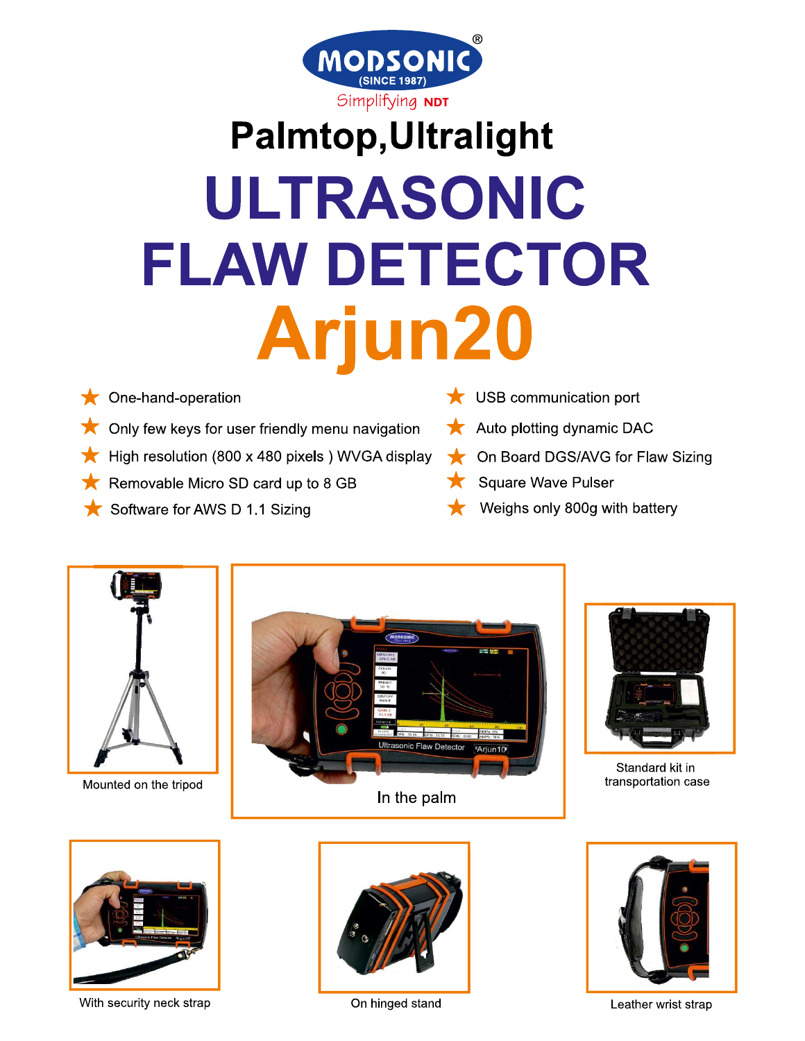MODSONIC®
(SINCE 1987)
Simplifying NDT

# Palmtop,Ultralight

# ULTRASONIC FLAW DETECTOR

# Arjun20

- One-hand-operation
- Only few keys for user friendly menu navigation
- High resolution (800 x 480 pixels ) WVGA display
- Removable Micro SD card up to 8 GB
- Software for AWS D 1.1 Sizing
- USB communication port
- Auto plotting dynamic DAC
- On Board DGS/AVG for Flaw Sizing
- Square Wave Pulser
- Weighs only 800g with battery

Mounted on the tripod

In the palm

Standard kit in transportation case

With security neck strap

On hinged stand

Leather wrist strap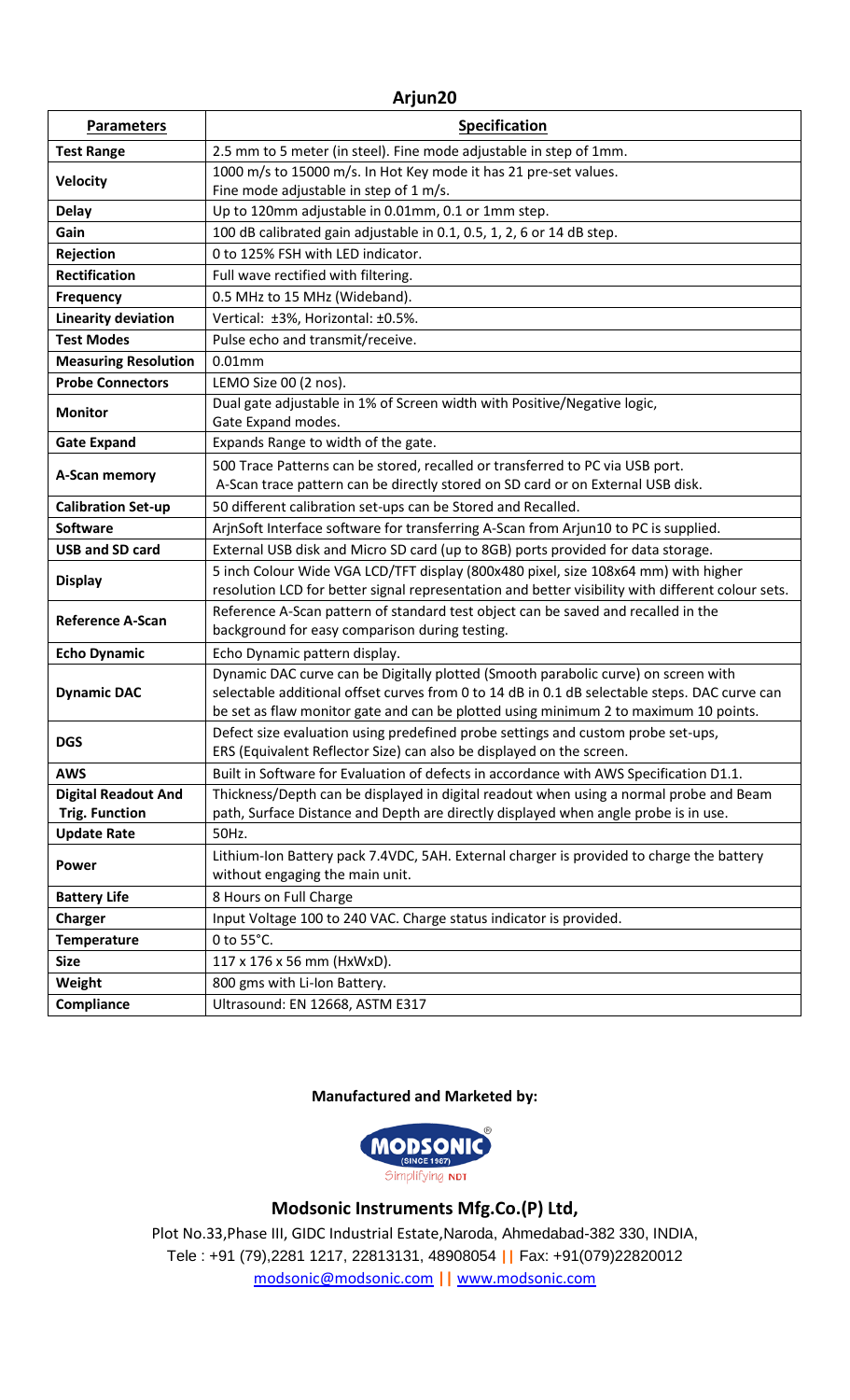# Arjun20

| Parameters | Specification |
|---|---|
| **Test Range** | 2.5 mm to 5 meter (in steel). Fine mode adjustable in step of 1mm. |
| **Velocity** | 1000 m/s to 15000 m/s. In Hot Key mode it has 21 pre-set values. Fine mode adjustable in step of 1 m/s. |
| **Delay** | Up to 120mm adjustable in 0.01mm, 0.1 or 1mm step. |
| **Gain** | 100 dB calibrated gain adjustable in 0.1, 0.5, 1, 2, 6 or 14 dB step. |
| **Rejection** | 0 to 125% FSH with LED indicator. |
| **Rectification** | Full wave rectified with filtering. |
| **Frequency** | 0.5 MHz to 15 MHz (Wideband). |
| **Linearity deviation** | Vertical: ±3%, Horizontal: ±0.5%. |
| **Test Modes** | Pulse echo and transmit/receive. |
| **Measuring Resolution** | 0.01mm |
| **Probe Connectors** | LEMO Size 00 (2 nos). |
| **Monitor** | Dual gate adjustable in 1% of Screen width with Positive/Negative logic, Gate Expand modes. |
| **Gate Expand** | Expands Range to width of the gate. |
| **A-Scan memory** | 500 Trace Patterns can be stored, recalled or transferred to PC via USB port. A-Scan trace pattern can be directly stored on SD card or on External USB disk. |
| **Calibration Set-up** | 50 different calibration set-ups can be Stored and Recalled. |
| **Software** | ArjnSoft Interface software for transferring A-Scan from Arjun10 to PC is supplied. |
| **USB and SD card** | External USB disk and Micro SD card (up to 8GB) ports provided for data storage. |
| **Display** | 5 inch Colour Wide VGA LCD/TFT display (800x480 pixel, size 108x64 mm) with higher resolution LCD for better signal representation and better visibility with different colour sets. |
| **Reference A-Scan** | Reference A-Scan pattern of standard test object can be saved and recalled in the background for easy comparison during testing. |
| **Echo Dynamic** | Echo Dynamic pattern display. |
| **Dynamic DAC** | Dynamic DAC curve can be Digitally plotted (Smooth parabolic curve) on screen with selectable additional offset curves from 0 to 14 dB in 0.1 dB selectable steps. DAC curve can be set as flaw monitor gate and can be plotted using minimum 2 to maximum 10 points. |
| **DGS** | Defect size evaluation using predefined probe settings and custom probe set-ups, ERS (Equivalent Reflector Size) can also be displayed on the screen. |
| **AWS** | Built in Software for Evaluation of defects in accordance with AWS Specification D1.1. |
| **Digital Readout And Trig. Function** | Thickness/Depth can be displayed in digital readout when using a normal probe and Beam path, Surface Distance and Depth are directly displayed when angle probe is in use. |
| **Update Rate** | 50Hz. |
| **Power** | Lithium-Ion Battery pack 7.4VDC, 5AH. External charger is provided to charge the battery without engaging the main unit. |
| **Battery Life** | 8 Hours on Full Charge |
| **Charger** | Input Voltage 100 to 240 VAC. Charge status indicator is provided. |
| **Temperature** | 0 to 55°C. |
| **Size** | 117 x 176 x 56 mm (HxWxD). |
| **Weight** | 800 gms with Li-Ion Battery. |
| **Compliance** | Ultrasound: EN 12668, ASTM E317 |

**Manufactured and Marketed by:**

MODSONIC (SINCE 1967) Simplifying NDT

**Modsonic Instruments Mfg.Co.(P) Ltd,**

Plot No.33,Phase III, GIDC Industrial Estate,Naroda, Ahmedabad-382 330, INDIA,

Tele : +91 (79),2281 1217, 22813131, 48908054 || Fax: +91(079)22820012

modsonic@modsonic.com || www.modsonic.com